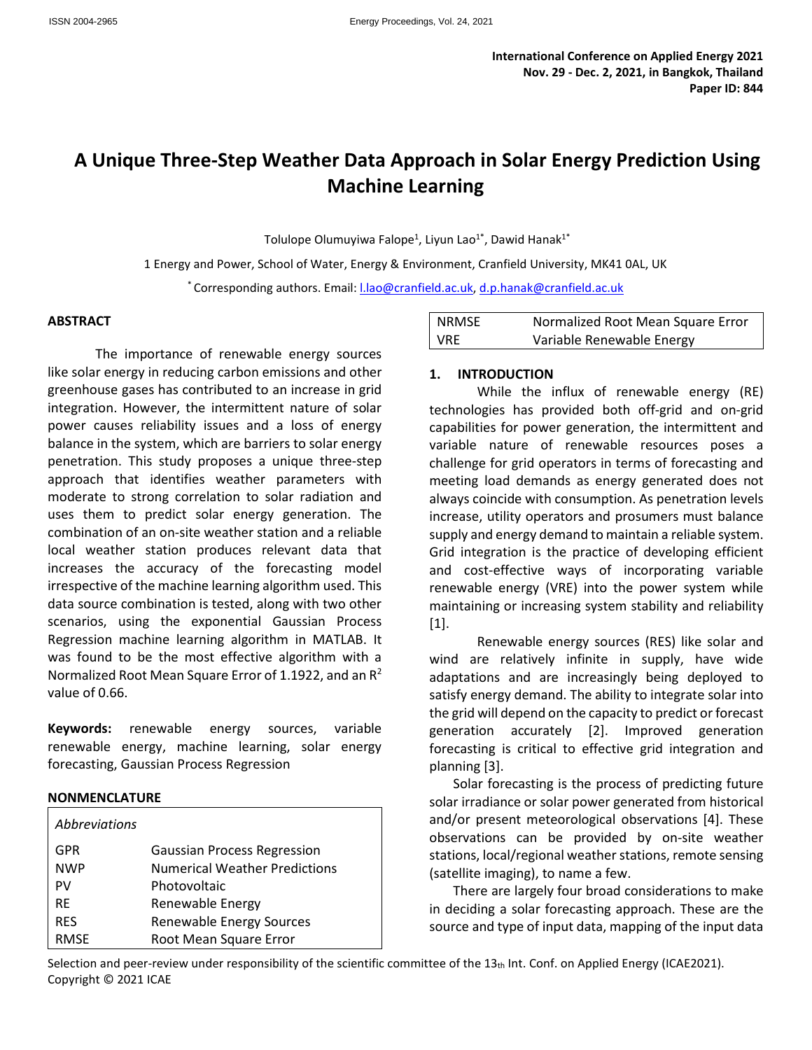International Conference on Applied Energy 2021
Nov. 29 - Dec. 2, 2021, in Bangkok, Thailand
Paper ID: 844

# A Unique Three-Step Weather Data Approach in Solar Energy Prediction Using Machine Learning

Tolulope Olumuyiwa Falope[1], Liyun Lao[1*], Dawid Hanak[1*]

1 Energy and Power, School of Water, Energy & Environment, Cranfield University, MK41 0AL, UK

[*] Corresponding authors. Email: l.lao@cranfield.ac.uk, d.p.hanak@cranfield.ac.uk

## ABSTRACT

The importance of renewable energy sources like solar energy in reducing carbon emissions and other greenhouse gases has contributed to an increase in grid integration. However, the intermittent nature of solar power causes reliability issues and a loss of energy balance in the system, which are barriers to solar energy penetration. This study proposes a unique three-step approach that identifies weather parameters with moderate to strong correlation to solar radiation and uses them to predict solar energy generation. The combination of an on-site weather station and a reliable local weather station produces relevant data that increases the accuracy of the forecasting model irrespective of the machine learning algorithm used. This data source combination is tested, along with two other scenarios, using the exponential Gaussian Process Regression machine learning algorithm in MATLAB. It was found to be the most effective algorithm with a Normalized Root Mean Square Error of 1.1922, and an $R^2$ value of 0.66.

**Keywords:** renewable energy sources, variable renewable energy, machine learning, solar energy forecasting, Gaussian Process Regression

## NONMENCLATURE

| *Abbreviations* | |
|---|---|
| GPR | Gaussian Process Regression |
| NWP | Numerical Weather Predictions |
| PV | Photovoltaic |
| RE | Renewable Energy |
| RES | Renewable Energy Sources |
| RMSE | Root Mean Square Error |
| NRMSE | Normalized Root Mean Square Error |
| VRE | Variable Renewable Energy |

## 1. INTRODUCTION

While the influx of renewable energy (RE) technologies has provided both off-grid and on-grid capabilities for power generation, the intermittent and variable nature of renewable resources poses a challenge for grid operators in terms of forecasting and meeting load demands as energy generated does not always coincide with consumption. As penetration levels increase, utility operators and prosumers must balance supply and energy demand to maintain a reliable system. Grid integration is the practice of developing efficient and cost-effective ways of incorporating variable renewable energy (VRE) into the power system while maintaining or increasing system stability and reliability [1].

Renewable energy sources (RES) like solar and wind are relatively infinite in supply, have wide adaptations and are increasingly being deployed to satisfy energy demand. The ability to integrate solar into the grid will depend on the capacity to predict or forecast generation accurately [2]. Improved generation forecasting is critical to effective grid integration and planning [3].

Solar forecasting is the process of predicting future solar irradiance or solar power generated from historical and/or present meteorological observations [4]. These observations can be provided by on-site weather stations, local/regional weather stations, remote sensing (satellite imaging), to name a few.

There are largely four broad considerations to make in deciding a solar forecasting approach. These are the source and type of input data, mapping of the input data

Selection and peer-review under responsibility of the scientific committee of the 13th Int. Conf. on Applied Energy (ICAE2021).
Copyright © 2021 ICAE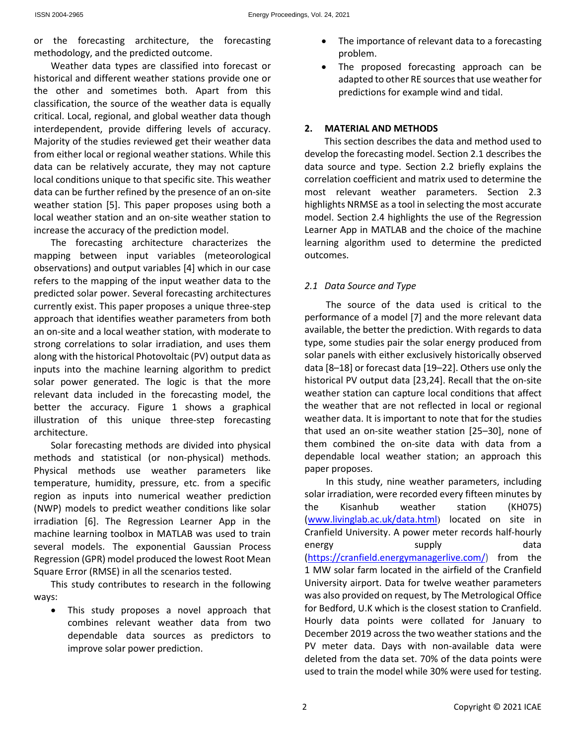or the forecasting architecture, the forecasting methodology, and the predicted outcome.

Weather data types are classified into forecast or historical and different weather stations provide one or the other and sometimes both. Apart from this classification, the source of the weather data is equally critical. Local, regional, and global weather data though interdependent, provide differing levels of accuracy. Majority of the studies reviewed get their weather data from either local or regional weather stations. While this data can be relatively accurate, they may not capture local conditions unique to that specific site. This weather data can be further refined by the presence of an on-site weather station [5]. This paper proposes using both a local weather station and an on-site weather station to increase the accuracy of the prediction model.

The forecasting architecture characterizes the mapping between input variables (meteorological observations) and output variables [4] which in our case refers to the mapping of the input weather data to the predicted solar power. Several forecasting architectures currently exist. This paper proposes a unique three-step approach that identifies weather parameters from both an on-site and a local weather station, with moderate to strong correlations to solar irradiation, and uses them along with the historical Photovoltaic (PV) output data as inputs into the machine learning algorithm to predict solar power generated. The logic is that the more relevant data included in the forecasting model, the better the accuracy. Figure 1 shows a graphical illustration of this unique three-step forecasting architecture.

Solar forecasting methods are divided into physical methods and statistical (or non-physical) methods. Physical methods use weather parameters like temperature, humidity, pressure, etc. from a specific region as inputs into numerical weather prediction (NWP) models to predict weather conditions like solar irradiation [6]. The Regression Learner App in the machine learning toolbox in MATLAB was used to train several models. The exponential Gaussian Process Regression (GPR) model produced the lowest Root Mean Square Error (RMSE) in all the scenarios tested.

This study contributes to research in the following ways:

- This study proposes a novel approach that combines relevant weather data from two dependable data sources as predictors to improve solar power prediction.
- The importance of relevant data to a forecasting problem.
- The proposed forecasting approach can be adapted to other RE sources that use weather for predictions for example wind and tidal.

## 2. MATERIAL AND METHODS

This section describes the data and method used to develop the forecasting model. Section 2.1 describes the data source and type. Section 2.2 briefly explains the correlation coefficient and matrix used to determine the most relevant weather parameters. Section 2.3 highlights NRMSE as a tool in selecting the most accurate model. Section 2.4 highlights the use of the Regression Learner App in MATLAB and the choice of the machine learning algorithm used to determine the predicted outcomes.

### *2.1 Data Source and Type*

The source of the data used is critical to the performance of a model [7] and the more relevant data available, the better the prediction. With regards to data type, some studies pair the solar energy produced from solar panels with either exclusively historically observed data [8–18] or forecast data [19–22]. Others use only the historical PV output data [23,24]. Recall that the on-site weather station can capture local conditions that affect the weather that are not reflected in local or regional weather data. It is important to note that for the studies that used an on-site weather station [25–30], none of them combined the on-site data with data from a dependable local weather station; an approach this paper proposes.

In this study, nine weather parameters, including solar irradiation, were recorded every fifteen minutes by the Kisanhub weather station (KH075) (www.livinglab.ac.uk/data.html) located on site in Cranfield University. A power meter records half-hourly energy supply data (https://cranfield.energymanagerlive.com/) from the 1 MW solar farm located in the airfield of the Cranfield University airport. Data for twelve weather parameters was also provided on request, by The Metrological Office for Bedford, U.K which is the closest station to Cranfield. Hourly data points were collated for January to December 2019 across the two weather stations and the PV meter data. Days with non-available data were deleted from the data set. 70% of the data points were used to train the model while 30% were used for testing.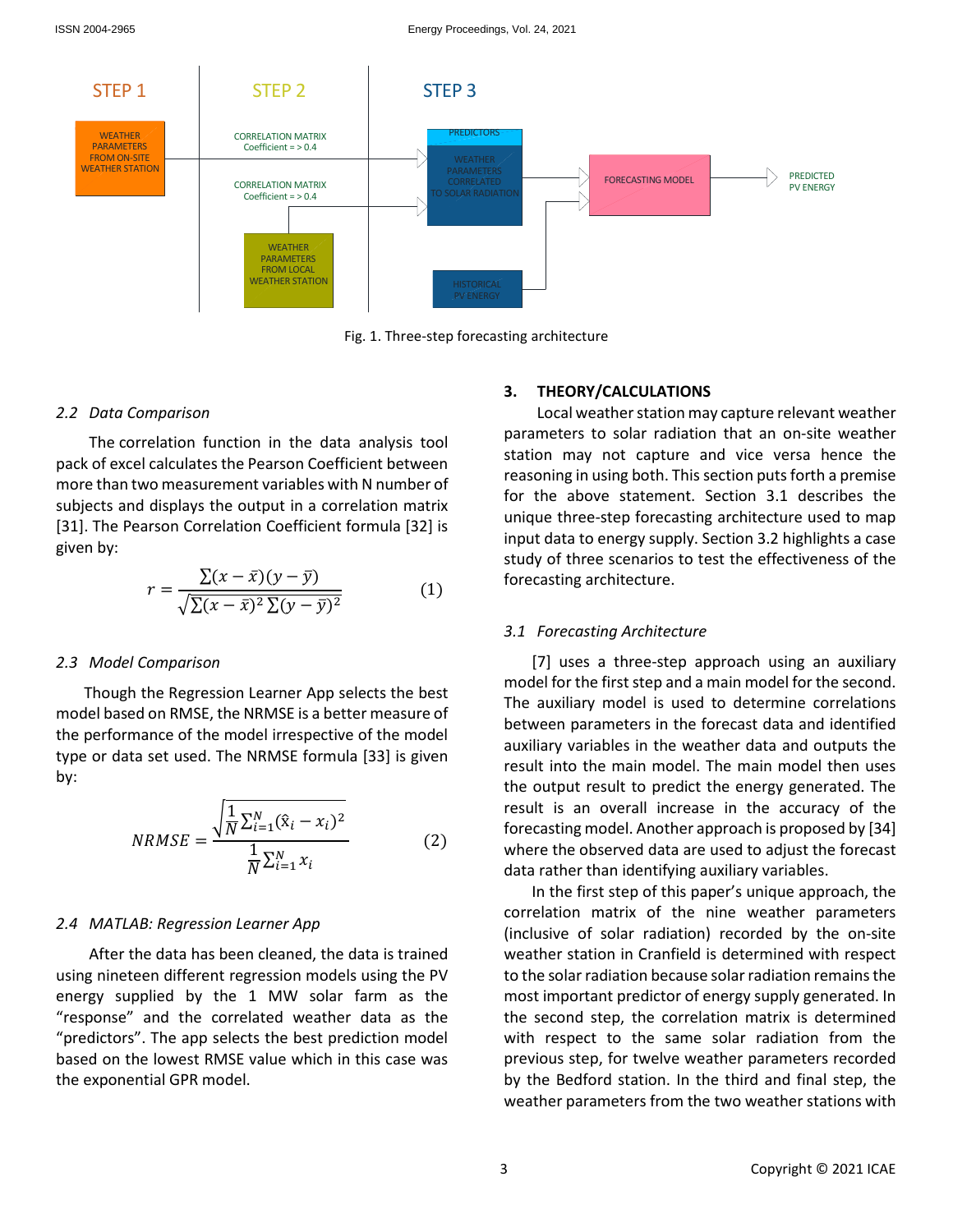Fig. 1. Three-step forecasting architecture

### 2.2 Data Comparison

The correlation function in the data analysis tool pack of excel calculates the Pearson Coefficient between more than two measurement variables with N number of subjects and displays the output in a correlation matrix [31]. The Pearson Correlation Coefficient formula [32] is given by:

$$r = \frac{\sum(x-\bar{x})(y-\bar{y})}{\sqrt{\sum(x-\bar{x})^2\sum(y-\bar{y})^2}} \quad (1)$$

### 2.3 Model Comparison

Though the Regression Learner App selects the best model based on RMSE, the NRMSE is a better measure of the performance of the model irrespective of the model type or data set used. The NRMSE formula [33] is given by:

$$NRMSE = \frac{\sqrt{\frac{1}{N}\sum_{i=1}^{N}(\hat{x}_i - x_i)^2}}{\frac{1}{N}\sum_{i=1}^{N}x_i} \quad (2)$$

### 2.4 MATLAB: Regression Learner App

After the data has been cleaned, the data is trained using nineteen different regression models using the PV energy supplied by the 1 MW solar farm as the "response" and the correlated weather data as the "predictors". The app selects the best prediction model based on the lowest RMSE value which in this case was the exponential GPR model.

## 3. THEORY/CALCULATIONS

Local weather station may capture relevant weather parameters to solar radiation that an on-site weather station may not capture and vice versa hence the reasoning in using both. This section puts forth a premise for the above statement. Section 3.1 describes the unique three-step forecasting architecture used to map input data to energy supply. Section 3.2 highlights a case study of three scenarios to test the effectiveness of the forecasting architecture.

### 3.1 Forecasting Architecture

[7] uses a three-step approach using an auxiliary model for the first step and a main model for the second. The auxiliary model is used to determine correlations between parameters in the forecast data and identified auxiliary variables in the weather data and outputs the result into the main model. The main model then uses the output result to predict the energy generated. The result is an overall increase in the accuracy of the forecasting model. Another approach is proposed by [34] where the observed data are used to adjust the forecast data rather than identifying auxiliary variables.

In the first step of this paper's unique approach, the correlation matrix of the nine weather parameters (inclusive of solar radiation) recorded by the on-site weather station in Cranfield is determined with respect to the solar radiation because solar radiation remains the most important predictor of energy supply generated. In the second step, the correlation matrix is determined with respect to the same solar radiation from the previous step, for twelve weather parameters recorded by the Bedford station. In the third and final step, the weather parameters from the two weather stations with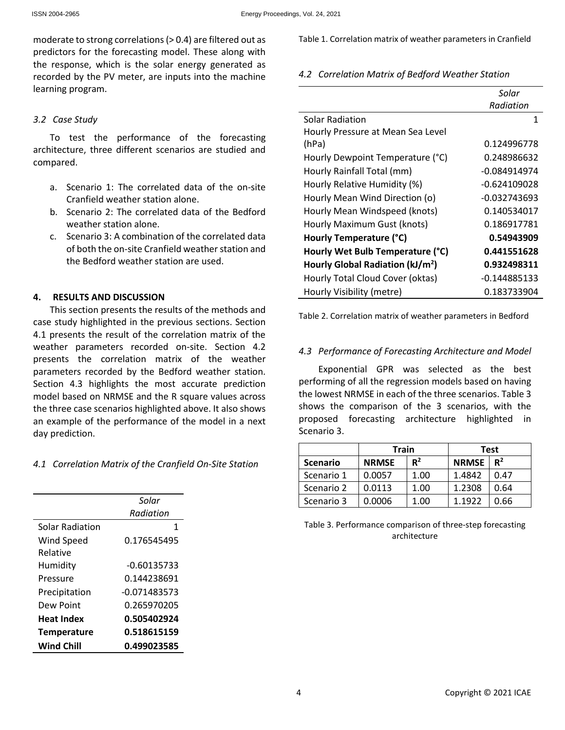moderate to strong correlations (> 0.4) are filtered out as predictors for the forecasting model. These along with the response, which is the solar energy generated as recorded by the PV meter, are inputs into the machine learning program.

### *3.2 Case Study*

To test the performance of the forecasting architecture, three different scenarios are studied and compared.

a. Scenario 1: The correlated data of the on-site Cranfield weather station alone.
b. Scenario 2: The correlated data of the Bedford weather station alone.
c. Scenario 3: A combination of the correlated data of both the on-site Cranfield weather station and the Bedford weather station are used.

## 4. RESULTS AND DISCUSSION

This section presents the results of the methods and case study highlighted in the previous sections. Section 4.1 presents the result of the correlation matrix of the weather parameters recorded on-site. Section 4.2 presents the correlation matrix of the weather parameters recorded by the Bedford weather station. Section 4.3 highlights the most accurate prediction model based on NRMSE and the R square values across the three case scenarios highlighted above. It also shows an example of the performance of the model in a next day prediction.

### *4.1 Correlation Matrix of the Cranfield On-Site Station*

| | *Solar Radiation* |
|---|---|
| Solar Radiation | 1 |
| Wind Speed | 0.176545495 |
| Relative Humidity | -0.60135733 |
| Pressure | 0.144238691 |
| Precipitation | -0.071483573 |
| Dew Point | 0.265970205 |
| **Heat Index** | **0.505402924** |
| **Temperature** | **0.518615159** |
| **Wind Chill** | **0.499023585** |

Table 1. Correlation matrix of weather parameters in Cranfield

### *4.2 Correlation Matrix of Bedford Weather Station*

| | *Solar Radiation* |
|---|---|
| Solar Radiation | 1 |
| Hourly Pressure at Mean Sea Level (hPa) | 0.124996778 |
| Hourly Dewpoint Temperature (°C) | 0.248986632 |
| Hourly Rainfall Total (mm) | -0.084914974 |
| Hourly Relative Humidity (%) | -0.624109028 |
| Hourly Mean Wind Direction (o) | -0.032743693 |
| Hourly Mean Windspeed (knots) | 0.140534017 |
| Hourly Maximum Gust (knots) | 0.186917781 |
| **Hourly Temperature (°C)** | **0.54943909** |
| **Hourly Wet Bulb Temperature (°C)** | **0.441551628** |
| **Hourly Global Radiation (kJ/m$^2$)** | **0.932498311** |
| Hourly Total Cloud Cover (oktas) | -0.144885133 |
| Hourly Visibility (metre) | 0.183733904 |

Table 2. Correlation matrix of weather parameters in Bedford

### *4.3 Performance of Forecasting Architecture and Model*

Exponential GPR was selected as the best performing of all the regression models based on having the lowest NRMSE in each of the three scenarios. Table 3 shows the comparison of the 3 scenarios, with the proposed forecasting architecture highlighted in Scenario 3.

| | Train | | Test | |
|---|---|---|---|---|
| **Scenario** | **NRMSE** | $R^2$ | **NRMSE** | $R^2$ |
| Scenario 1 | 0.0057 | 1.00 | 1.4842 | 0.47 |
| Scenario 2 | 0.0113 | 1.00 | 1.2308 | 0.64 |
| Scenario 3 | 0.0006 | 1.00 | 1.1922 | 0.66 |

Table 3. Performance comparison of three-step forecasting architecture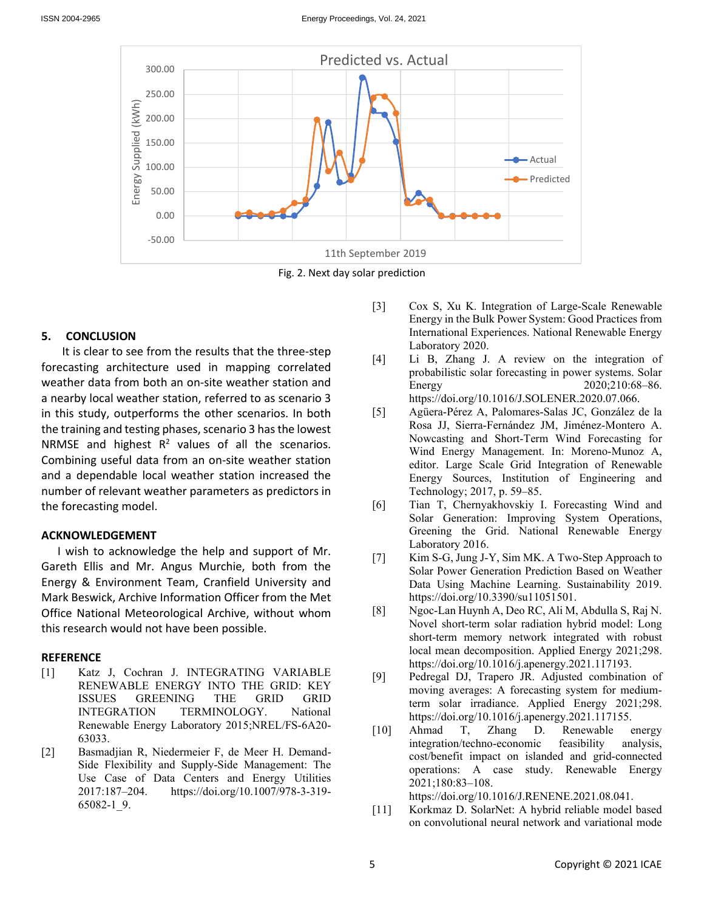Fig. 2. Next day solar prediction

## 5. CONCLUSION

It is clear to see from the results that the three-step forecasting architecture used in mapping correlated weather data from both an on-site weather station and a nearby local weather station, referred to as scenario 3 in this study, outperforms the other scenarios. In both the training and testing phases, scenario 3 has the lowest NRMSE and highest $R^2$ values of all the scenarios. Combining useful data from an on-site weather station and a dependable local weather station increased the number of relevant weather parameters as predictors in the forecasting model.

## ACKNOWLEDGEMENT

I wish to acknowledge the help and support of Mr. Gareth Ellis and Mr. Angus Murchie, both from the Energy & Environment Team, Cranfield University and Mark Beswick, Archive Information Officer from the Met Office National Meteorological Archive, without whom this research would not have been possible.

## REFERENCE

[1] Katz J, Cochran J. INTEGRATING VARIABLE RENEWABLE ENERGY INTO THE GRID: KEY ISSUES GREENING THE GRID GRID INTEGRATION TERMINOLOGY. National Renewable Energy Laboratory 2015;NREL/FS-6A20-63033.

[2] Basmadjian R, Niedermeier F, de Meer H. Demand-Side Flexibility and Supply-Side Management: The Use Case of Data Centers and Energy Utilities 2017:187–204. https://doi.org/10.1007/978-3-319-65082-1_9.

[3] Cox S, Xu K. Integration of Large-Scale Renewable Energy in the Bulk Power System: Good Practices from International Experiences. National Renewable Energy Laboratory 2020.

[4] Li B, Zhang J. A review on the integration of probabilistic solar forecasting in power systems. Solar Energy 2020;210:68–86. https://doi.org/10.1016/J.SOLENER.2020.07.066.

[5] Agüera-Pérez A, Palomares-Salas JC, González de la Rosa JJ, Sierra-Fernández JM, Jiménez-Montero A. Nowcasting and Short-Term Wind Forecasting for Wind Energy Management. In: Moreno-Munoz A, editor. Large Scale Grid Integration of Renewable Energy Sources, Institution of Engineering and Technology; 2017, p. 59–85.

[6] Tian T, Chernyakhovskiy I. Forecasting Wind and Solar Generation: Improving System Operations, Greening the Grid. National Renewable Energy Laboratory 2016.

[7] Kim S-G, Jung J-Y, Sim MK. A Two-Step Approach to Solar Power Generation Prediction Based on Weather Data Using Machine Learning. Sustainability 2019. https://doi.org/10.3390/su11051501.

[8] Ngoc-Lan Huynh A, Deo RC, Ali M, Abdulla S, Raj N. Novel short-term solar radiation hybrid model: Long short-term memory network integrated with robust local mean decomposition. Applied Energy 2021;298. https://doi.org/10.1016/j.apenergy.2021.117193.

[9] Pedregal DJ, Trapero JR. Adjusted combination of moving averages: A forecasting system for medium-term solar irradiance. Applied Energy 2021;298. https://doi.org/10.1016/j.apenergy.2021.117155.

[10] Ahmad T, Zhang D. Renewable energy integration/techno-economic feasibility analysis, cost/benefit impact on islanded and grid-connected operations: A case study. Renewable Energy 2021;180:83–108. https://doi.org/10.1016/J.RENENE.2021.08.041.

[11] Korkmaz D. SolarNet: A hybrid reliable model based on convolutional neural network and variational mode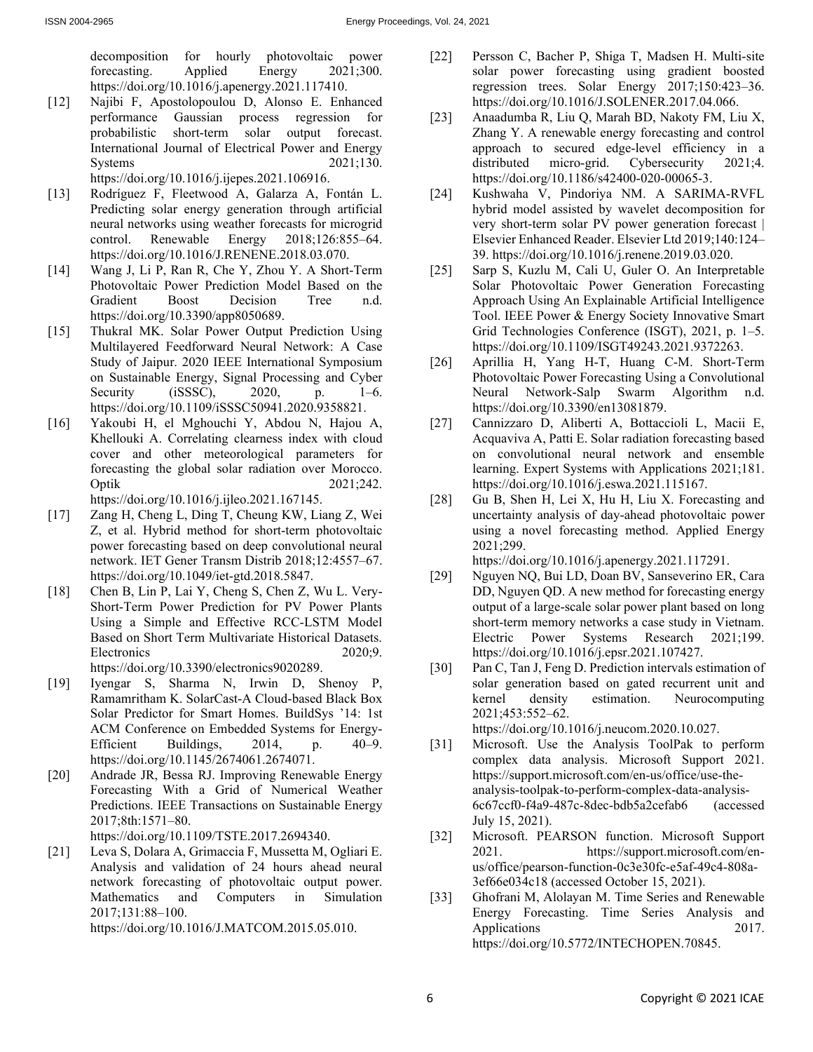decomposition for hourly photovoltaic power forecasting. Applied Energy 2021;300. https://doi.org/10.1016/j.apenergy.2021.117410.

[12] Najibi F, Apostolopoulou D, Alonso E. Enhanced performance Gaussian process regression for probabilistic short-term solar output forecast. International Journal of Electrical Power and Energy Systems 2021;130. https://doi.org/10.1016/j.ijepes.2021.106916.

[13] Rodríguez F, Fleetwood A, Galarza A, Fontán L. Predicting solar energy generation through artificial neural networks using weather forecasts for microgrid control. Renewable Energy 2018;126:855–64. https://doi.org/10.1016/J.RENENE.2018.03.070.

[14] Wang J, Li P, Ran R, Che Y, Zhou Y. A Short-Term Photovoltaic Power Prediction Model Based on the Gradient Boost Decision Tree n.d. https://doi.org/10.3390/app8050689.

[15] Thukral MK. Solar Power Output Prediction Using Multilayered Feedforward Neural Network: A Case Study of Jaipur. 2020 IEEE International Symposium on Sustainable Energy, Signal Processing and Cyber Security (iSSSC), 2020, p. 1–6. https://doi.org/10.1109/iSSSC50941.2020.9358821.

[16] Yakoubi H, el Mghouchi Y, Abdou N, Hajou A, Khellouki A. Correlating clearness index with cloud cover and other meteorological parameters for forecasting the global solar radiation over Morocco. Optik 2021;242. https://doi.org/10.1016/j.ijleo.2021.167145.

[17] Zang H, Cheng L, Ding T, Cheung KW, Liang Z, Wei Z, et al. Hybrid method for short-term photovoltaic power forecasting based on deep convolutional neural network. IET Gener Transm Distrib 2018;12:4557–67. https://doi.org/10.1049/iet-gtd.2018.5847.

[18] Chen B, Lin P, Lai Y, Cheng S, Chen Z, Wu L. Very-Short-Term Power Prediction for PV Power Plants Using a Simple and Effective RCC-LSTM Model Based on Short Term Multivariate Historical Datasets. Electronics 2020;9. https://doi.org/10.3390/electronics9020289.

[19] Iyengar S, Sharma N, Irwin D, Shenoy P, Ramamritham K. SolarCast-A Cloud-based Black Box Solar Predictor for Smart Homes. BuildSys '14: 1st ACM Conference on Embedded Systems for Energy-Efficient Buildings, 2014, p. 40–9. https://doi.org/10.1145/2674061.2674071.

[20] Andrade JR, Bessa RJ. Improving Renewable Energy Forecasting With a Grid of Numerical Weather Predictions. IEEE Transactions on Sustainable Energy 2017;8th:1571–80. https://doi.org/10.1109/TSTE.2017.2694340.

[21] Leva S, Dolara A, Grimaccia F, Mussetta M, Ogliari E. Analysis and validation of 24 hours ahead neural network forecasting of photovoltaic output power. Mathematics and Computers in Simulation 2017;131:88–100. https://doi.org/10.1016/J.MATCOM.2015.05.010.

[22] Persson C, Bacher P, Shiga T, Madsen H. Multi-site solar power forecasting using gradient boosted regression trees. Solar Energy 2017;150:423–36. https://doi.org/10.1016/J.SOLENER.2017.04.066.

[23] Anaadumba R, Liu Q, Marah BD, Nakoty FM, Liu X, Zhang Y. A renewable energy forecasting and control approach to secured edge-level efficiency in a distributed micro-grid. Cybersecurity 2021;4. https://doi.org/10.1186/s42400-020-00065-3.

[24] Kushwaha V, Pindoriya NM. A SARIMA-RVFL hybrid model assisted by wavelet decomposition for very short-term solar PV power generation forecast | Elsevier Enhanced Reader. Elsevier Ltd 2019;140:124–39. https://doi.org/10.1016/j.renene.2019.03.020.

[25] Sarp S, Kuzlu M, Cali U, Guler O. An Interpretable Solar Photovoltaic Power Generation Forecasting Approach Using An Explainable Artificial Intelligence Tool. IEEE Power & Energy Society Innovative Smart Grid Technologies Conference (ISGT), 2021, p. 1–5. https://doi.org/10.1109/ISGT49243.2021.9372263.

[26] Aprillia H, Yang H-T, Huang C-M. Short-Term Photovoltaic Power Forecasting Using a Convolutional Neural Network-Salp Swarm Algorithm n.d. https://doi.org/10.3390/en13081879.

[27] Cannizzaro D, Aliberti A, Bottaccioli L, Macii E, Acquaviva A, Patti E. Solar radiation forecasting based on convolutional neural network and ensemble learning. Expert Systems with Applications 2021;181. https://doi.org/10.1016/j.eswa.2021.115167.

[28] Gu B, Shen H, Lei X, Hu H, Liu X. Forecasting and uncertainty analysis of day-ahead photovoltaic power using a novel forecasting method. Applied Energy 2021;299. https://doi.org/10.1016/j.apenergy.2021.117291.

[29] Nguyen NQ, Bui LD, Doan BV, Sanseverino ER, Cara DD, Nguyen QD. A new method for forecasting energy output of a large-scale solar power plant based on long short-term memory networks a case study in Vietnam. Electric Power Systems Research 2021;199. https://doi.org/10.1016/j.epsr.2021.107427.

[30] Pan C, Tan J, Feng D. Prediction intervals estimation of solar generation based on gated recurrent unit and kernel density estimation. Neurocomputing 2021;453:552–62. https://doi.org/10.1016/j.neucom.2020.10.027.

[31] Microsoft. Use the Analysis ToolPak to perform complex data analysis. Microsoft Support 2021. https://support.microsoft.com/en-us/office/use-the-analysis-toolpak-to-perform-complex-data-analysis-6c67ccf0-f4a9-487c-8dec-bdb5a2cefab6 (accessed July 15, 2021).

[32] Microsoft. PEARSON function. Microsoft Support 2021. https://support.microsoft.com/en-us/office/pearson-function-0c3e30fc-e5af-49c4-808a-3ef66e034c18 (accessed October 15, 2021).

[33] Ghofrani M, Alolayan M. Time Series and Renewable Energy Forecasting. Time Series Analysis and Applications 2017. https://doi.org/10.5772/INTECHOPEN.70845.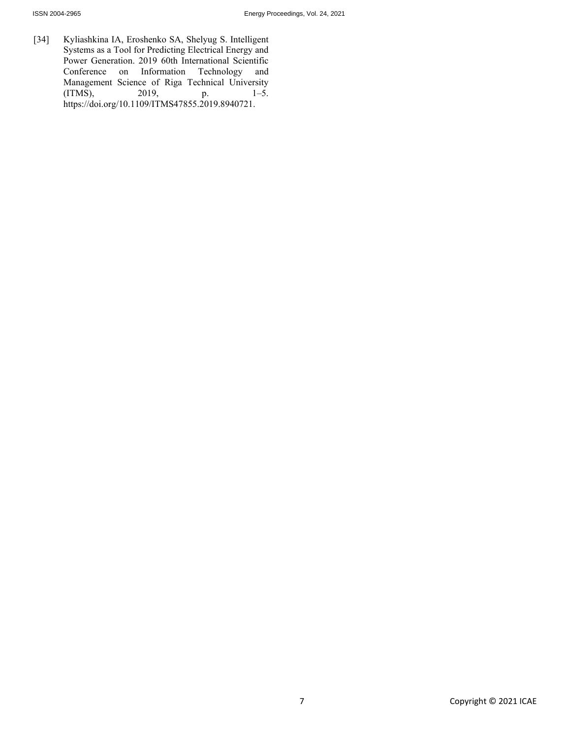[34] Kyliashkina IA, Eroshenko SA, Shelyug S. Intelligent Systems as a Tool for Predicting Electrical Energy and Power Generation. 2019 60th International Scientific Conference on Information Technology and Management Science of Riga Technical University (ITMS), 2019, p. 1–5. https://doi.org/10.1109/ITMS47855.2019.8940721.